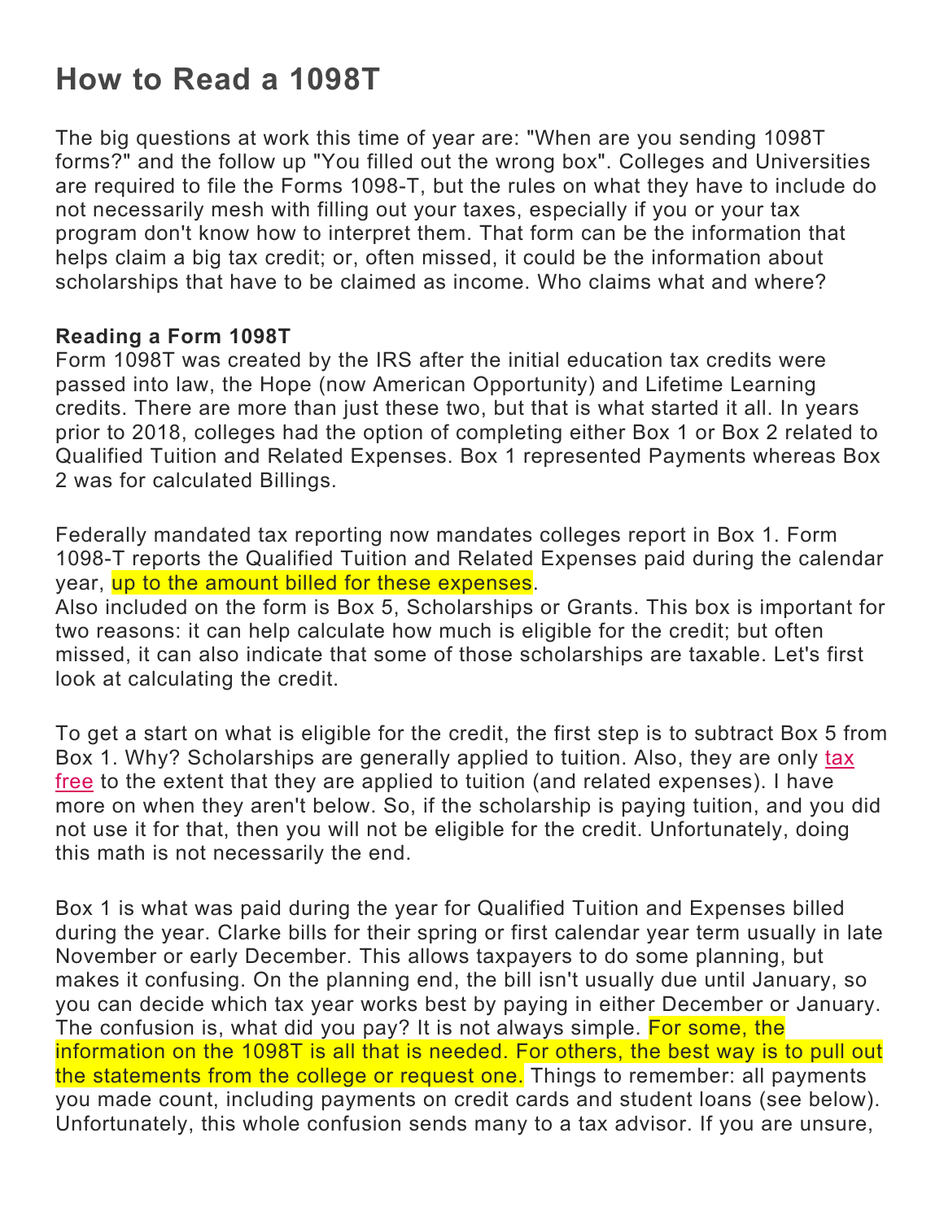# How to Read a 1098T

The big questions at work this time of year are: "When are you sending 1098T forms?" and the follow up "You filled out the wrong box". Colleges and Universities are required to file the Forms 1098-T, but the rules on what they have to include do not necessarily mesh with filling out your taxes, especially if you or your tax program don't know how to interpret them. That form can be the information that helps claim a big tax credit; or, often missed, it could be the information about scholarships that have to be claimed as income. Who claims what and where?

**Reading a Form 1098T**
Form 1098T was created by the IRS after the initial education tax credits were passed into law, the Hope (now American Opportunity) and Lifetime Learning credits. There are more than just these two, but that is what started it all. In years prior to 2018, colleges had the option of completing either Box 1 or Box 2 related to Qualified Tuition and Related Expenses. Box 1 represented Payments whereas Box 2 was for calculated Billings.

Federally mandated tax reporting now mandates colleges report in Box 1. Form 1098-T reports the Qualified Tuition and Related Expenses paid during the calendar year, up to the amount billed for these expenses.
Also included on the form is Box 5, Scholarships or Grants. This box is important for two reasons: it can help calculate how much is eligible for the credit; but often missed, it can also indicate that some of those scholarships are taxable. Let's first look at calculating the credit.

To get a start on what is eligible for the credit, the first step is to subtract Box 5 from Box 1. Why? Scholarships are generally applied to tuition. Also, they are only tax free to the extent that they are applied to tuition (and related expenses). I have more on when they aren't below. So, if the scholarship is paying tuition, and you did not use it for that, then you will not be eligible for the credit. Unfortunately, doing this math is not necessarily the end.

Box 1 is what was paid during the year for Qualified Tuition and Expenses billed during the year. Clarke bills for their spring or first calendar year term usually in late November or early December. This allows taxpayers to do some planning, but makes it confusing. On the planning end, the bill isn't usually due until January, so you can decide which tax year works best by paying in either December or January. The confusion is, what did you pay? It is not always simple. For some, the information on the 1098T is all that is needed. For others, the best way is to pull out the statements from the college or request one. Things to remember: all payments you made count, including payments on credit cards and student loans (see below). Unfortunately, this whole confusion sends many to a tax advisor. If you are unsure,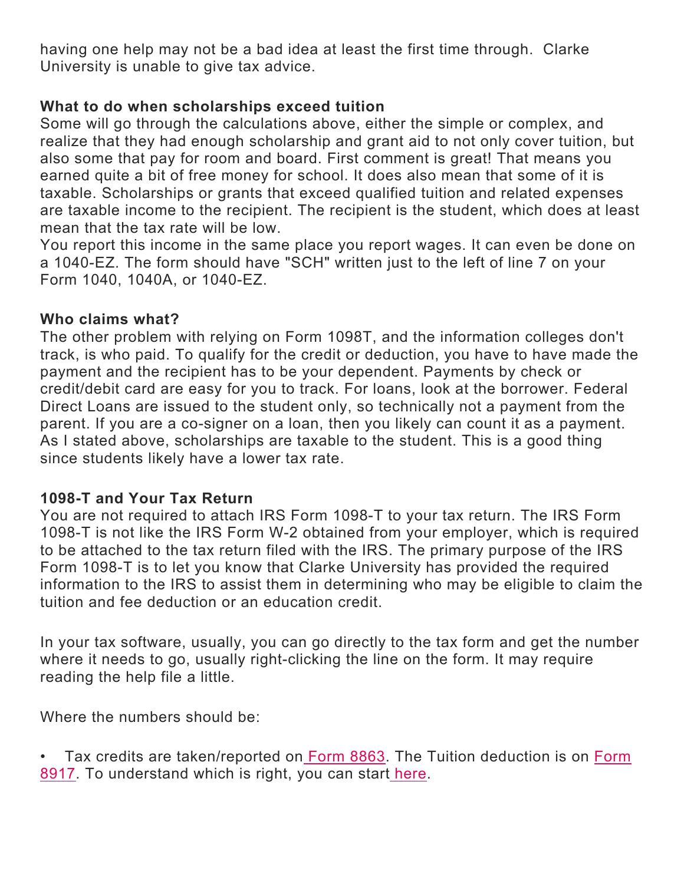having one help may not be a bad idea at least the first time through. Clarke University is unable to give tax advice.

**What to do when scholarships exceed tuition**

Some will go through the calculations above, either the simple or complex, and realize that they had enough scholarship and grant aid to not only cover tuition, but also some that pay for room and board. First comment is great! That means you earned quite a bit of free money for school. It does also mean that some of it is taxable. Scholarships or grants that exceed qualified tuition and related expenses are taxable income to the recipient. The recipient is the student, which does at least mean that the tax rate will be low.

You report this income in the same place you report wages. It can even be done on a 1040-EZ. The form should have "SCH" written just to the left of line 7 on your Form 1040, 1040A, or 1040-EZ.

**Who claims what?**

The other problem with relying on Form 1098T, and the information colleges don't track, is who paid. To qualify for the credit or deduction, you have to have made the payment and the recipient has to be your dependent. Payments by check or credit/debit card are easy for you to track. For loans, look at the borrower. Federal Direct Loans are issued to the student only, so technically not a payment from the parent. If you are a co-signer on a loan, then you likely can count it as a payment. As I stated above, scholarships are taxable to the student. This is a good thing since students likely have a lower tax rate.

**1098-T and Your Tax Return**

You are not required to attach IRS Form 1098-T to your tax return. The IRS Form 1098-T is not like the IRS Form W-2 obtained from your employer, which is required to be attached to the tax return filed with the IRS. The primary purpose of the IRS Form 1098-T is to let you know that Clarke University has provided the required information to the IRS to assist them in determining who may be eligible to claim the tuition and fee deduction or an education credit.

In your tax software, usually, you can go directly to the tax form and get the number where it needs to go, usually right-clicking the line on the form. It may require reading the help file a little.

Where the numbers should be:

- Tax credits are taken/reported on Form 8863. The Tuition deduction is on Form 8917. To understand which is right, you can start here.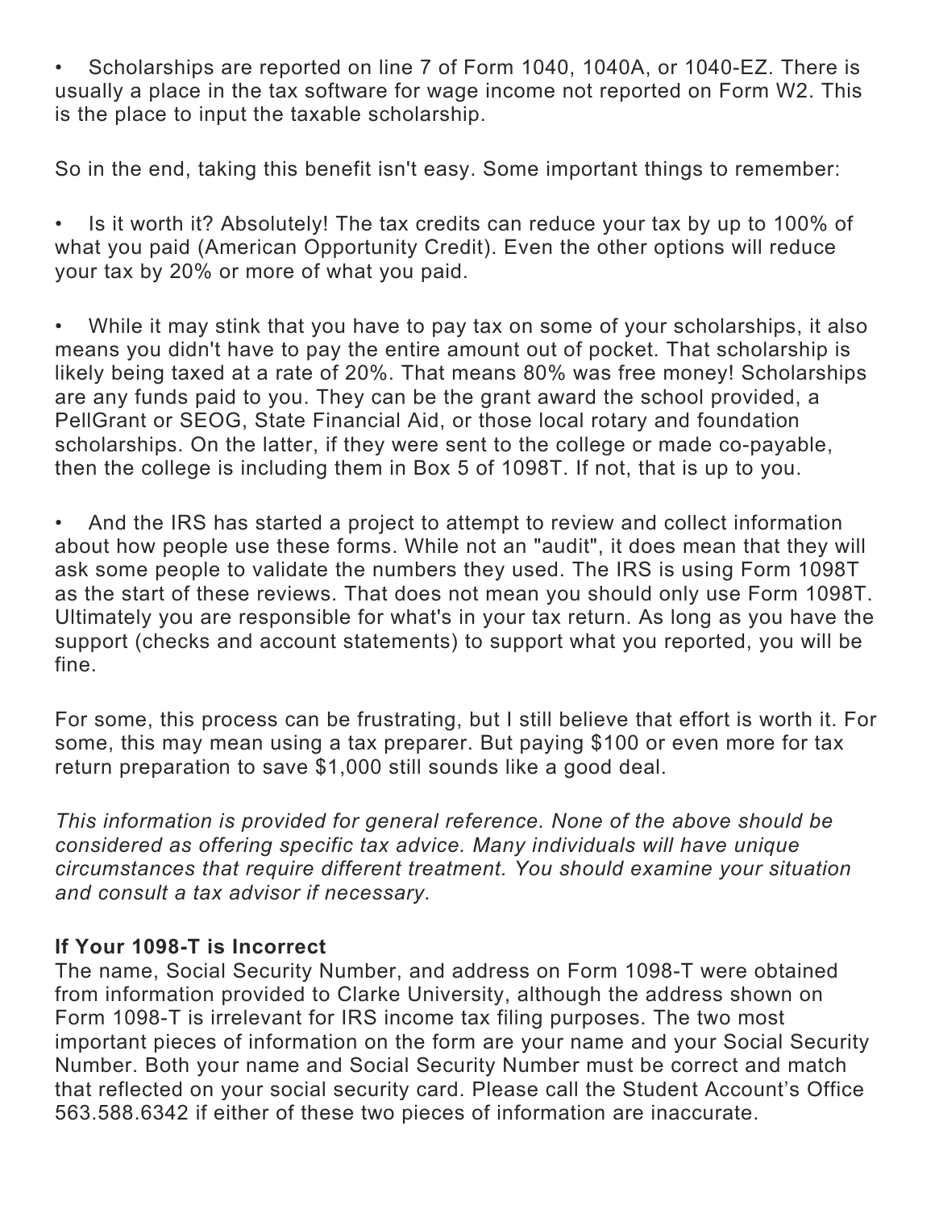- Scholarships are reported on line 7 of Form 1040, 1040A, or 1040-EZ. There is usually a place in the tax software for wage income not reported on Form W2. This is the place to input the taxable scholarship.

So in the end, taking this benefit isn't easy. Some important things to remember:

- Is it worth it? Absolutely! The tax credits can reduce your tax by up to 100% of what you paid (American Opportunity Credit). Even the other options will reduce your tax by 20% or more of what you paid.

- While it may stink that you have to pay tax on some of your scholarships, it also means you didn't have to pay the entire amount out of pocket. That scholarship is likely being taxed at a rate of 20%. That means 80% was free money! Scholarships are any funds paid to you. They can be the grant award the school provided, a PellGrant or SEOG, State Financial Aid, or those local rotary and foundation scholarships. On the latter, if they were sent to the college or made co-payable, then the college is including them in Box 5 of 1098T. If not, that is up to you.

- And the IRS has started a project to attempt to review and collect information about how people use these forms. While not an "audit", it does mean that they will ask some people to validate the numbers they used. The IRS is using Form 1098T as the start of these reviews. That does not mean you should only use Form 1098T. Ultimately you are responsible for what's in your tax return. As long as you have the support (checks and account statements) to support what you reported, you will be fine.

For some, this process can be frustrating, but I still believe that effort is worth it. For some, this may mean using a tax preparer. But paying $100 or even more for tax return preparation to save $1,000 still sounds like a good deal.

*This information is provided for general reference. None of the above should be considered as offering specific tax advice. Many individuals will have unique circumstances that require different treatment. You should examine your situation and consult a tax advisor if necessary.*

**If Your 1098-T is Incorrect**

The name, Social Security Number, and address on Form 1098-T were obtained from information provided to Clarke University, although the address shown on Form 1098-T is irrelevant for IRS income tax filing purposes. The two most important pieces of information on the form are your name and your Social Security Number. Both your name and Social Security Number must be correct and match that reflected on your social security card. Please call the Student Account's Office 563.588.6342 if either of these two pieces of information are inaccurate.